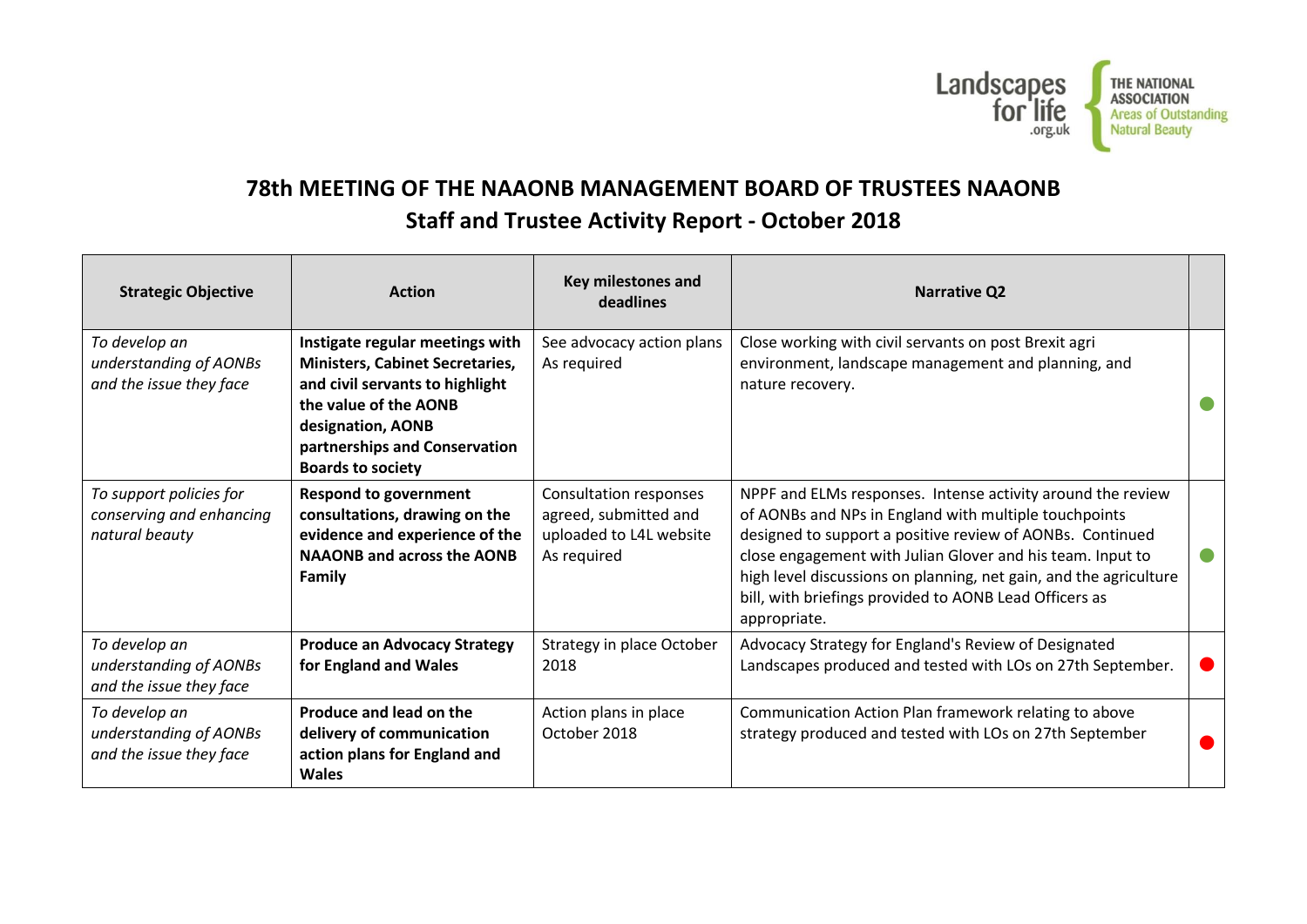# 78th MEETING OF THE NAAONB MANAGEMENT BOARD OF TRUSTEES NAAONB

## Staff and Trustee Activity Report - October 2018

| Strategic Objective | Action | Key milestones and deadlines | Narrative Q2 | |
|---|---|---|---|---|
| *To develop an understanding of AONBs and the issue they face* | **Instigate regular meetings with Ministers, Cabinet Secretaries, and civil servants to highlight the value of the AONB designation, AONB partnerships and Conservation Boards to society** | See advocacy action plans As required | Close working with civil servants on post Brexit agri environment, landscape management and planning, and nature recovery. | ● |
| *To support policies for conserving and enhancing natural beauty* | **Respond to government consultations, drawing on the evidence and experience of the NAAONB and across the AONB Family** | Consultation responses agreed, submitted and uploaded to L4L website As required | NPPF and ELMs responses. Intense activity around the review of AONBs and NPs in England with multiple touchpoints designed to support a positive review of AONBs. Continued close engagement with Julian Glover and his team. Input to high level discussions on planning, net gain, and the agriculture bill, with briefings provided to AONB Lead Officers as appropriate. | ● |
| *To develop an understanding of AONBs and the issue they face* | **Produce an Advocacy Strategy for England and Wales** | Strategy in place October 2018 | Advocacy Strategy for England's Review of Designated Landscapes produced and tested with LOs on 27th September. | ● |
| *To develop an understanding of AONBs and the issue they face* | **Produce and lead on the delivery of communication action plans for England and Wales** | Action plans in place October 2018 | Communication Action Plan framework relating to above strategy produced and tested with LOs on 27th September | ● |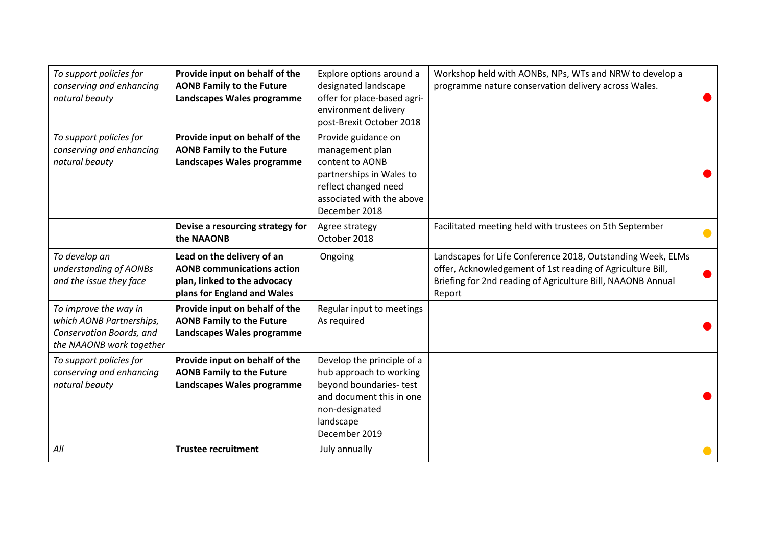| *To support policies for conserving and enhancing natural beauty* | **Provide input on behalf of the AONB Family to the Future Landscapes Wales programme** | Explore options around a designated landscape offer for place-based agri-environment delivery post-Brexit October 2018 | Workshop held with AONBs, NPs, WTs and NRW to develop a programme nature conservation delivery across Wales. | 🔴 |
|---|---|---|---|---|
| *To support policies for conserving and enhancing natural beauty* | **Provide input on behalf of the AONB Family to the Future Landscapes Wales programme** | Provide guidance on management plan content to AONB partnerships in Wales to reflect changed need associated with the above December 2018 | | 🔴 |
| | **Devise a resourcing strategy for the NAAONB** | Agree strategy October 2018 | Facilitated meeting held with trustees on 5th September | 🟡 |
| *To develop an understanding of AONBs and the issue they face* | **Lead on the delivery of an AONB communications action plan, linked to the advocacy plans for England and Wales** | Ongoing | Landscapes for Life Conference 2018, Outstanding Week, ELMs offer, Acknowledgement of 1st reading of Agriculture Bill, Briefing for 2nd reading of Agriculture Bill, NAAONB Annual Report | 🔴 |
| *To improve the way in which AONB Partnerships, Conservation Boards, and the NAAONB work together* | **Provide input on behalf of the AONB Family to the Future Landscapes Wales programme** | Regular input to meetings As required | | 🔴 |
| *To support policies for conserving and enhancing natural beauty* | **Provide input on behalf of the AONB Family to the Future Landscapes Wales programme** | Develop the principle of a hub approach to working beyond boundaries- test and document this in one non-designated landscape December 2019 | | 🔴 |
| *All* | **Trustee recruitment** | July annually | | 🟡 |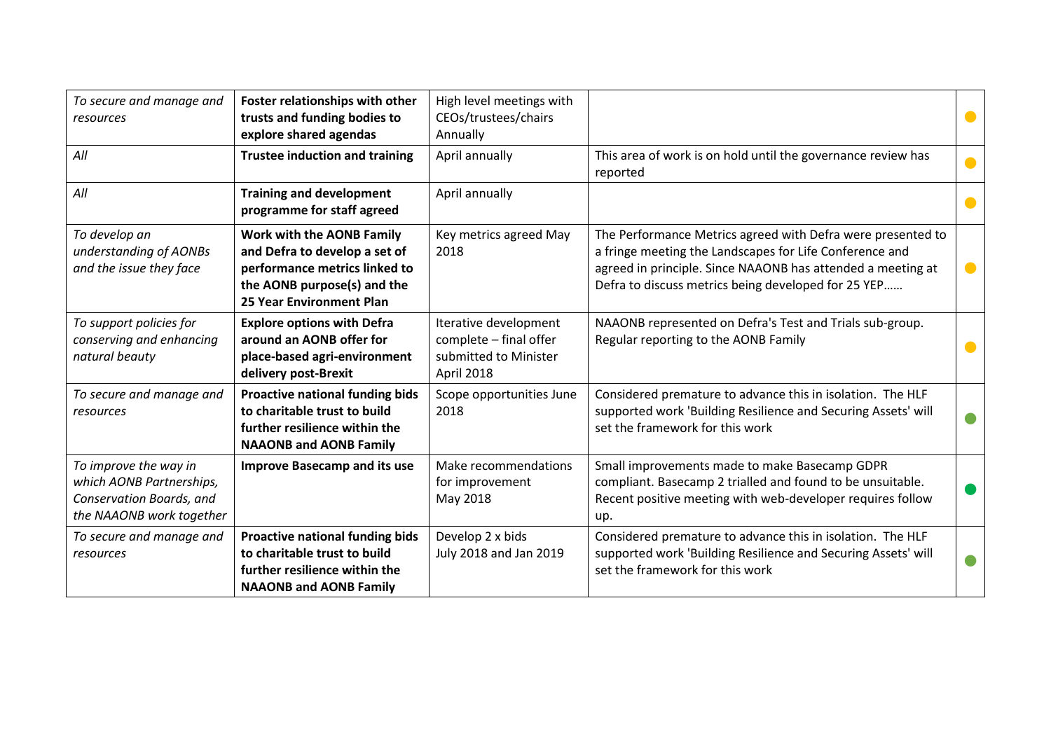| | | | | |
|---|---|---|---|---|
| *To secure and manage and resources* | **Foster relationships with other trusts and funding bodies to explore shared agendas** | High level meetings with CEOs/trustees/chairs Annually | | ● |
| *All* | **Trustee induction and training** | April annually | This area of work is on hold until the governance review has reported | ● |
| *All* | **Training and development programme for staff agreed** | April annually | | ● |
| *To develop an understanding of AONBs and the issue they face* | **Work with the AONB Family and Defra to develop a set of performance metrics linked to the AONB purpose(s) and the 25 Year Environment Plan** | Key metrics agreed May 2018 | The Performance Metrics agreed with Defra were presented to a fringe meeting the Landscapes for Life Conference and agreed in principle. Since NAAONB has attended a meeting at Defra to discuss metrics being developed for 25 YEP…… | ● |
| *To support policies for conserving and enhancing natural beauty* | **Explore options with Defra around an AONB offer for place-based agri-environment delivery post-Brexit** | Iterative development complete – final offer submitted to Minister April 2018 | NAAONB represented on Defra's Test and Trials sub-group. Regular reporting to the AONB Family | ● |
| *To secure and manage and resources* | **Proactive national funding bids to charitable trust to build further resilience within the NAAONB and AONB Family** | Scope opportunities June 2018 | Considered premature to advance this in isolation. The HLF supported work 'Building Resilience and Securing Assets' will set the framework for this work | ● |
| *To improve the way in which AONB Partnerships, Conservation Boards, and the NAAONB work together* | **Improve Basecamp and its use** | Make recommendations for improvement May 2018 | Small improvements made to make Basecamp GDPR compliant. Basecamp 2 trialled and found to be unsuitable. Recent positive meeting with web-developer requires follow up. | ● |
| *To secure and manage and resources* | **Proactive national funding bids to charitable trust to build further resilience within the NAAONB and AONB Family** | Develop 2 x bids July 2018 and Jan 2019 | Considered premature to advance this in isolation. The HLF supported work 'Building Resilience and Securing Assets' will set the framework for this work | ● |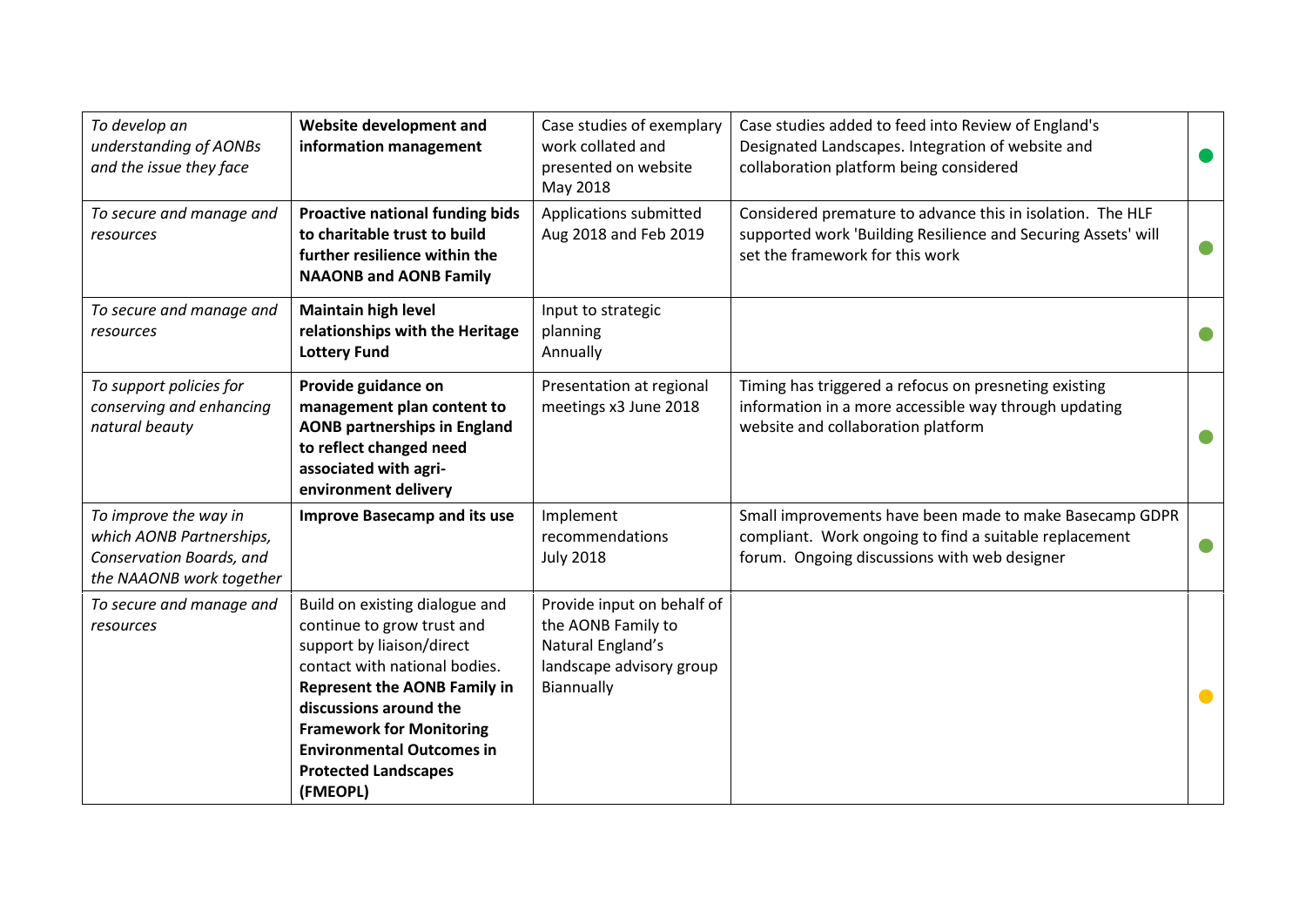| | | | | |
|---|---|---|---|---|
| *To develop an understanding of AONBs and the issue they face* | **Website development and information management** | Case studies of exemplary work collated and presented on website May 2018 | Case studies added to feed into Review of England's Designated Landscapes. Integration of website and collaboration platform being considered | ● |
| *To secure and manage and resources* | **Proactive national funding bids to charitable trust to build further resilience within the NAAONB and AONB Family** | Applications submitted Aug 2018 and Feb 2019 | Considered premature to advance this in isolation. The HLF supported work 'Building Resilience and Securing Assets' will set the framework for this work | ● |
| *To secure and manage and resources* | **Maintain high level relationships with the Heritage Lottery Fund** | Input to strategic planning Annually | | ● |
| *To support policies for conserving and enhancing natural beauty* | **Provide guidance on management plan content to AONB partnerships in England to reflect changed need associated with agri-environment delivery** | Presentation at regional meetings x3 June 2018 | Timing has triggered a refocus on presneting existing information in a more accessible way through updating website and collaboration platform | ● |
| *To improve the way in which AONB Partnerships, Conservation Boards, and the NAAONB work together* | **Improve Basecamp and its use** | Implement recommendations July 2018 | Small improvements have been made to make Basecamp GDPR compliant. Work ongoing to find a suitable replacement forum. Ongoing discussions with web designer | ● |
| *To secure and manage and resources* | Build on existing dialogue and continue to grow trust and support by liaison/direct contact with national bodies. **Represent the AONB Family in discussions around the Framework for Monitoring Environmental Outcomes in Protected Landscapes (FMEOPL)** | Provide input on behalf of the AONB Family to Natural England's landscape advisory group Biannually | | ● |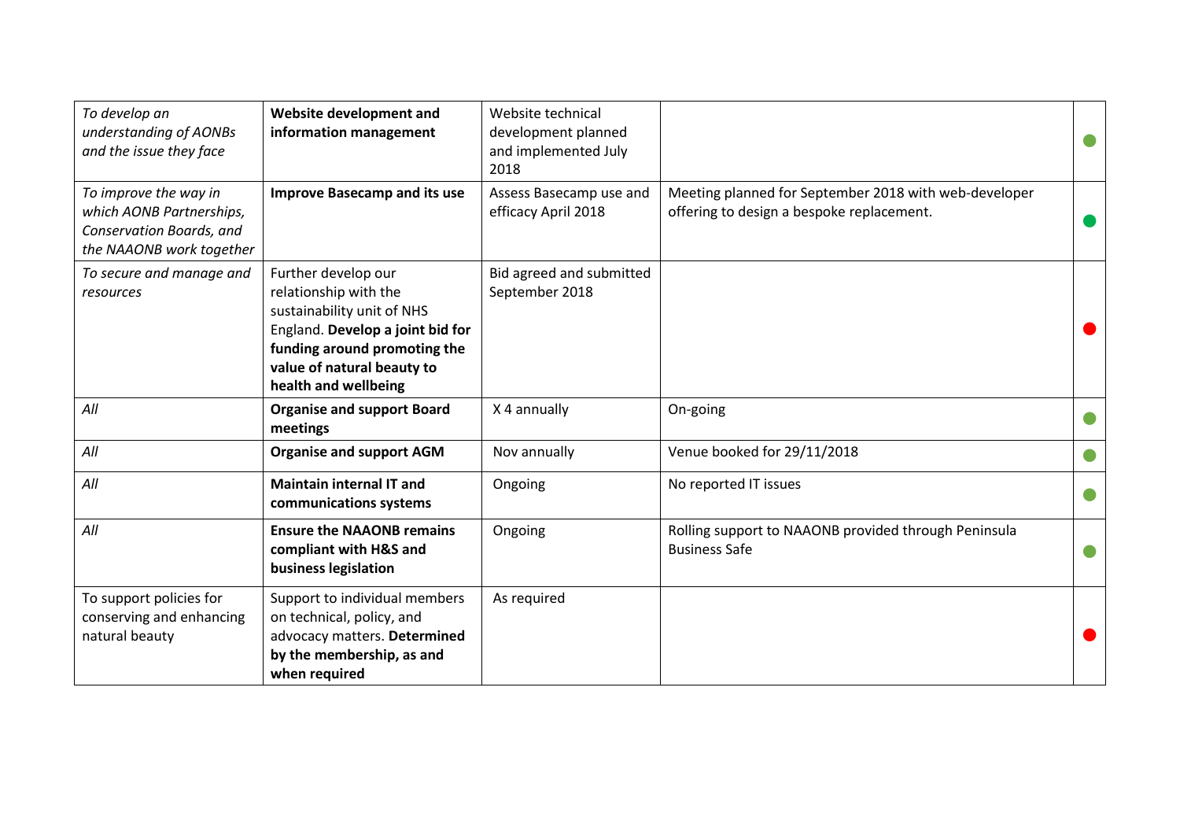| *To develop an understanding of AONBs and the issue they face* | **Website development and information management** | Website technical development planned and implemented July 2018 | | ● |
|---|---|---|---|---|
| *To improve the way in which AONB Partnerships, Conservation Boards, and the NAAONB work together* | **Improve Basecamp and its use** | Assess Basecamp use and efficacy April 2018 | Meeting planned for September 2018 with web-developer offering to design a bespoke replacement. | ● |
| *To secure and manage and resources* | Further develop our relationship with the sustainability unit of NHS England. **Develop a joint bid for funding around promoting the value of natural beauty to health and wellbeing** | Bid agreed and submitted September 2018 | | ● |
| *All* | **Organise and support Board meetings** | X 4 annually | On-going | ● |
| *All* | **Organise and support AGM** | Nov annually | Venue booked for 29/11/2018 | ● |
| *All* | **Maintain internal IT and communications systems** | Ongoing | No reported IT issues | ● |
| *All* | **Ensure the NAAONB remains compliant with H&S and business legislation** | Ongoing | Rolling support to NAAONB provided through Peninsula Business Safe | ● |
| To support policies for conserving and enhancing natural beauty | Support to individual members on technical, policy, and advocacy matters. **Determined by the membership, as and when required** | As required | | ● |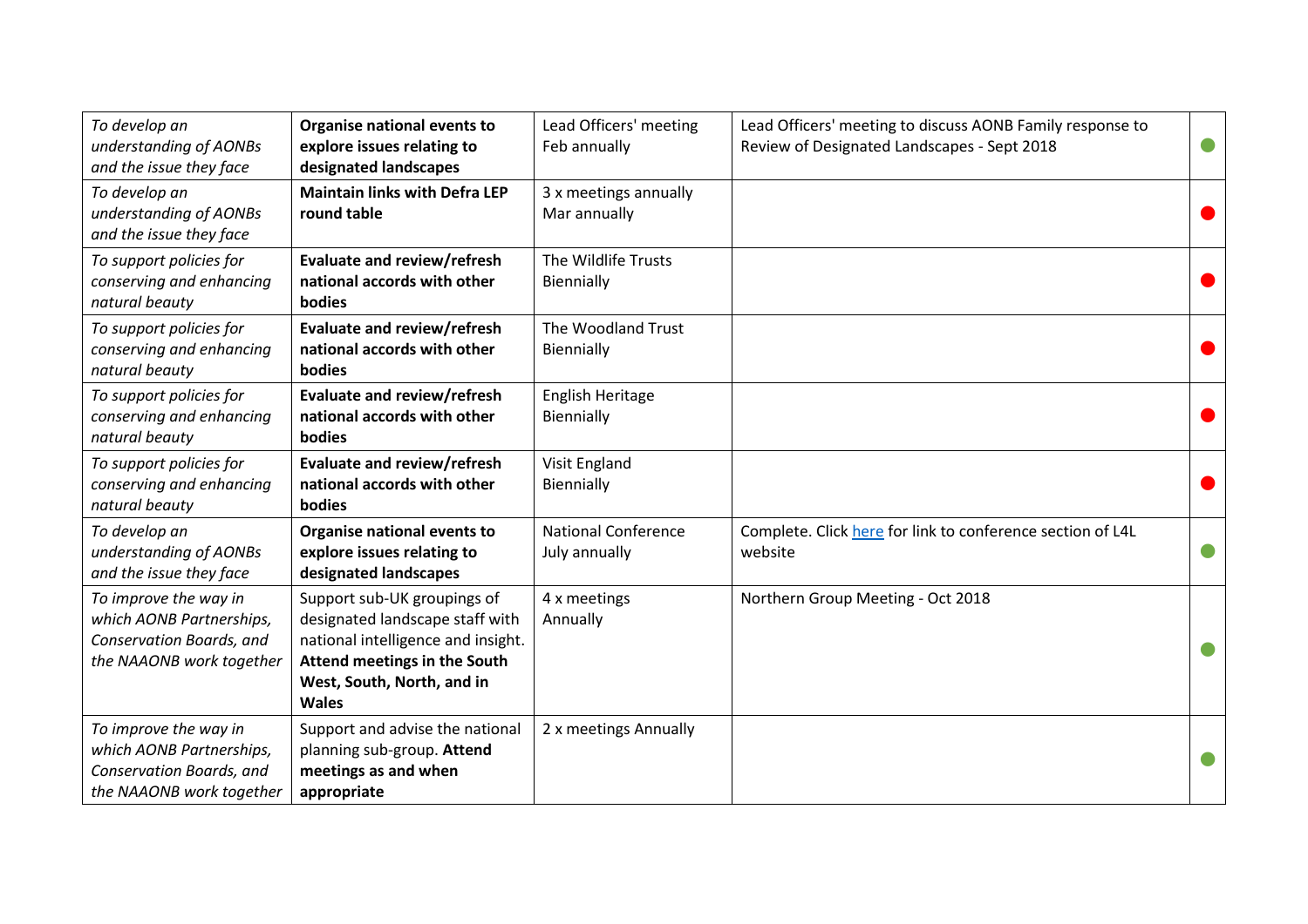| | | | | |
|---|---|---|---|---|
| *To develop an understanding of AONBs and the issue they face* | **Organise national events to explore issues relating to designated landscapes** | Lead Officers' meeting Feb annually | Lead Officers' meeting to discuss AONB Family response to Review of Designated Landscapes - Sept 2018 | 🟢 |
| *To develop an understanding of AONBs and the issue they face* | **Maintain links with Defra LEP round table** | 3 x meetings annually Mar annually | | 🔴 |
| *To support policies for conserving and enhancing natural beauty* | **Evaluate and review/refresh national accords with other bodies** | The Wildlife Trusts Biennially | | 🔴 |
| *To support policies for conserving and enhancing natural beauty* | **Evaluate and review/refresh national accords with other bodies** | The Woodland Trust Biennially | | 🔴 |
| *To support policies for conserving and enhancing natural beauty* | **Evaluate and review/refresh national accords with other bodies** | English Heritage Biennially | | 🔴 |
| *To support policies for conserving and enhancing natural beauty* | **Evaluate and review/refresh national accords with other bodies** | Visit England Biennially | | 🔴 |
| *To develop an understanding of AONBs and the issue they face* | **Organise national events to explore issues relating to designated landscapes** | National Conference July annually | Complete. Click here for link to conference section of L4L website | 🟢 |
| *To improve the way in which AONB Partnerships, Conservation Boards, and the NAAONB work together* | Support sub-UK groupings of designated landscape staff with national intelligence and insight. **Attend meetings in the South West, South, North, and in Wales** | 4 x meetings Annually | Northern Group Meeting - Oct 2018 | 🟢 |
| *To improve the way in which AONB Partnerships, Conservation Boards, and the NAAONB work together* | Support and advise the national planning sub-group. **Attend meetings as and when appropriate** | 2 x meetings Annually | | 🟢 |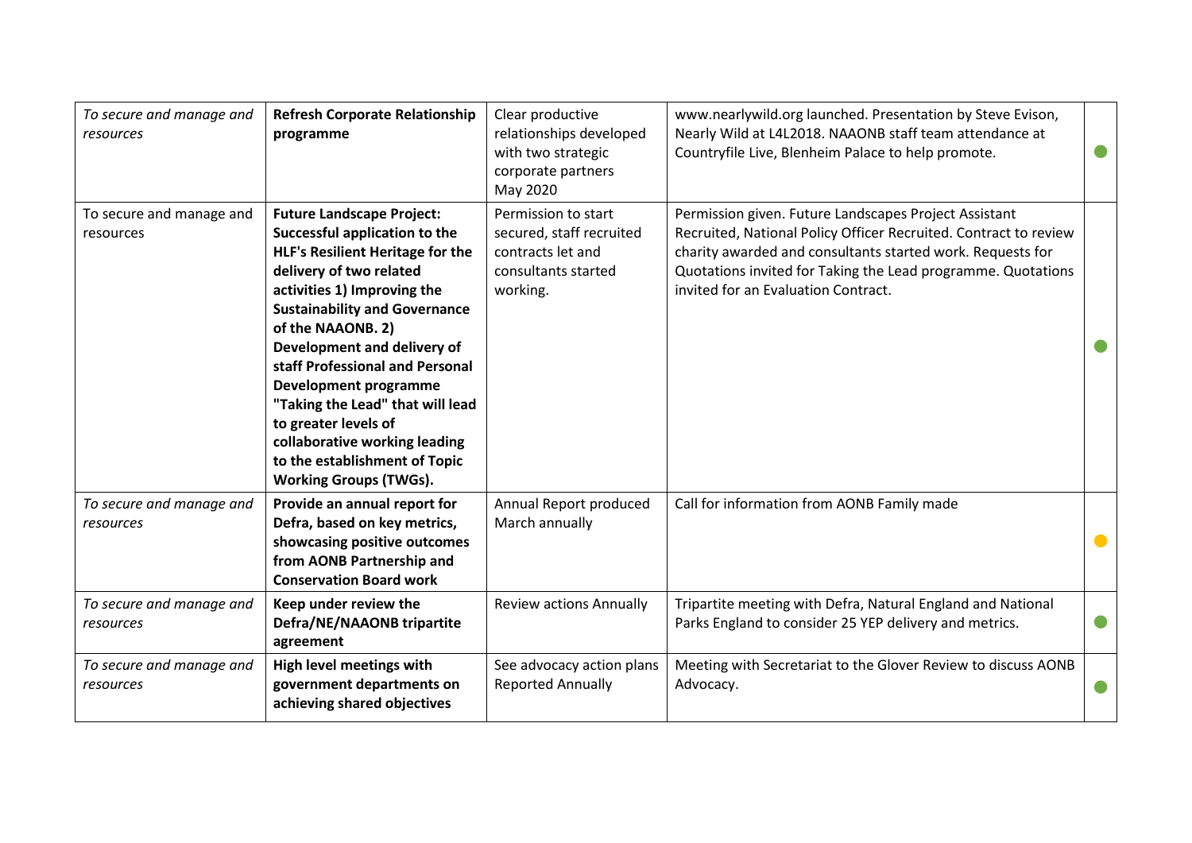| *To secure and manage and resources* | **Refresh Corporate Relationship programme** | Clear productive relationships developed with two strategic corporate partners May 2020 | www.nearlywild.org launched. Presentation by Steve Evison, Nearly Wild at L4L2018. NAAONB staff team attendance at Countryfile Live, Blenheim Palace to help promote. | ● |
|---|---|---|---|---|
| To secure and manage and resources | **Future Landscape Project: Successful application to the HLF's Resilient Heritage for the delivery of two related activities 1) Improving the Sustainability and Governance of the NAAONB. 2) Development and delivery of staff Professional and Personal Development programme "Taking the Lead" that will lead to greater levels of collaborative working leading to the establishment of Topic Working Groups (TWGs).** | Permission to start secured, staff recruited contracts let and consultants started working. | Permission given. Future Landscapes Project Assistant Recruited, National Policy Officer Recruited. Contract to review charity awarded and consultants started work. Requests for Quotations invited for Taking the Lead programme. Quotations invited for an Evaluation Contract. | ● |
| *To secure and manage and resources* | **Provide an annual report for Defra, based on key metrics, showcasing positive outcomes from AONB Partnership and Conservation Board work** | Annual Report produced March annually | Call for information from AONB Family made | ● |
| *To secure and manage and resources* | **Keep under review the Defra/NE/NAAONB tripartite agreement** | Review actions Annually | Tripartite meeting with Defra, Natural England and National Parks England to consider 25 YEP delivery and metrics. | ● |
| *To secure and manage and resources* | **High level meetings with government departments on achieving shared objectives** | See advocacy action plans Reported Annually | Meeting with Secretariat to the Glover Review to discuss AONB Advocacy. | ● |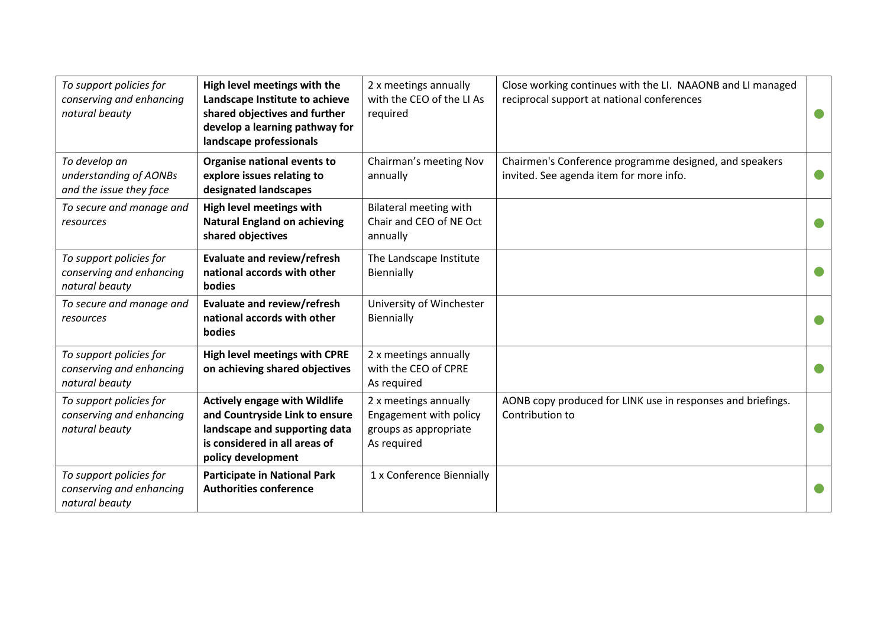| | | | | |
|---|---|---|---|---|
| *To support policies for conserving and enhancing natural beauty* | **High level meetings with the Landscape Institute to achieve shared objectives and further develop a learning pathway for landscape professionals** | 2 x meetings annually with the CEO of the LI As required | Close working continues with the LI. NAAONB and LI managed reciprocal support at national conferences | ● |
| *To develop an understanding of AONBs and the issue they face* | **Organise national events to explore issues relating to designated landscapes** | Chairman's meeting Nov annually | Chairmen's Conference programme designed, and speakers invited. See agenda item for more info. | ● |
| *To secure and manage and resources* | **High level meetings with Natural England on achieving shared objectives** | Bilateral meeting with Chair and CEO of NE Oct annually | | ● |
| *To support policies for conserving and enhancing natural beauty* | **Evaluate and review/refresh national accords with other bodies** | The Landscape Institute Biennially | | ● |
| *To secure and manage and resources* | **Evaluate and review/refresh national accords with other bodies** | University of Winchester Biennially | | ● |
| *To support policies for conserving and enhancing natural beauty* | **High level meetings with CPRE on achieving shared objectives** | 2 x meetings annually with the CEO of CPRE As required | | ● |
| *To support policies for conserving and enhancing natural beauty* | **Actively engage with Wildlife and Countryside Link to ensure landscape and supporting data is considered in all areas of policy development** | 2 x meetings annually Engagement with policy groups as appropriate As required | AONB copy produced for LINK use in responses and briefings. Contribution to | ● |
| *To support policies for conserving and enhancing natural beauty* | **Participate in National Park Authorities conference** | 1 x Conference Biennially | | ● |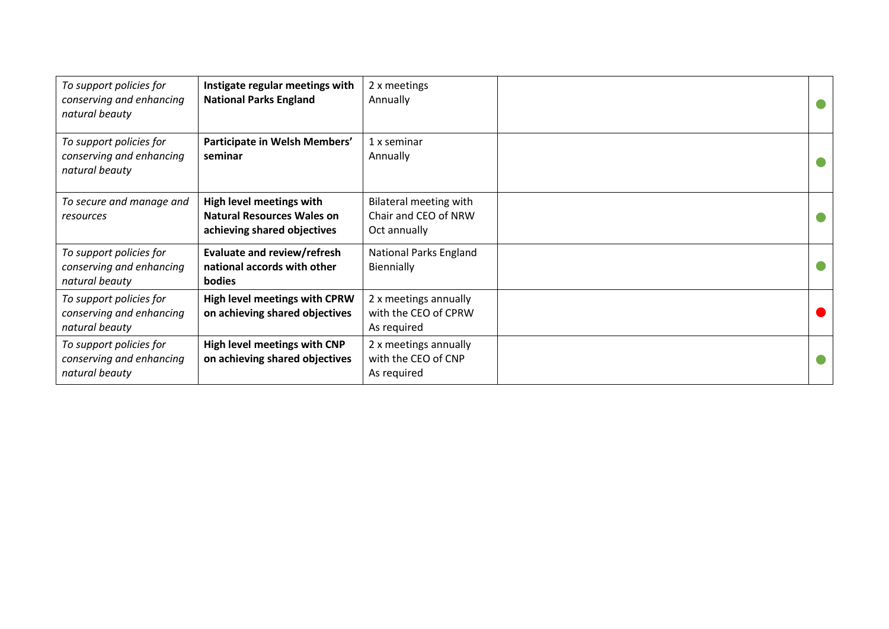| | | | | |
|---|---|---|---|---|
| *To support policies for conserving and enhancing natural beauty* | **Instigate regular meetings with National Parks England** | 2 x meetings Annually | | ● |
| *To support policies for conserving and enhancing natural beauty* | **Participate in Welsh Members' seminar** | 1 x seminar Annually | | ● |
| *To secure and manage and resources* | **High level meetings with Natural Resources Wales on achieving shared objectives** | Bilateral meeting with Chair and CEO of NRW Oct annually | | ● |
| *To support policies for conserving and enhancing natural beauty* | **Evaluate and review/refresh national accords with other bodies** | National Parks England Biennially | | ● |
| *To support policies for conserving and enhancing natural beauty* | **High level meetings with CPRW on achieving shared objectives** | 2 x meetings annually with the CEO of CPRW As required | | ● |
| *To support policies for conserving and enhancing natural beauty* | **High level meetings with CNP on achieving shared objectives** | 2 x meetings annually with the CEO of CNP As required | | ● |